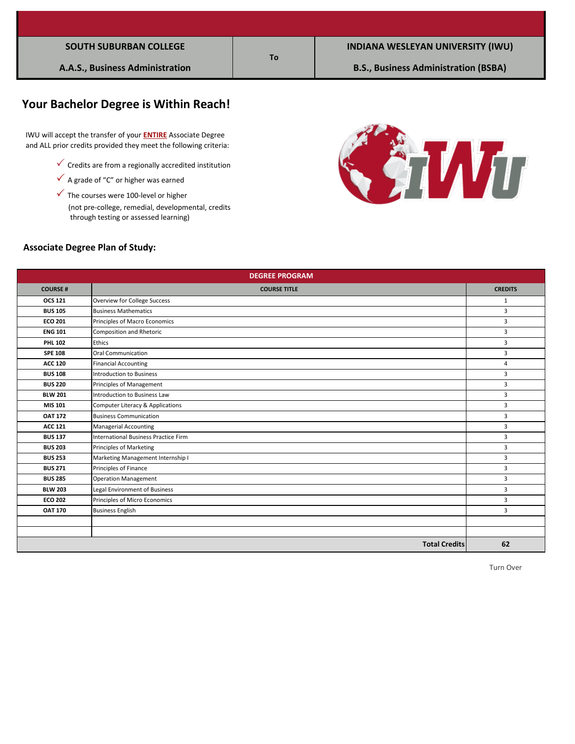| SOUTH SUBURBAN COLLEGE | To | INDIANA WESLEYAN UNIVERSITY (IWU) |
| --- | --- | --- |
| A.A.S., Business Administration | | B.S., Business Administration (BSBA) |

## Your Bachelor Degree is Within Reach!

IWU will accept the transfer of your **ENTIRE** Associate Degree and ALL prior credits provided they meet the following criteria:

- ✓ Credits are from a regionally accredited institution
- ✓ A grade of "C" or higher was earned
- ✓ The courses were 100-level or higher (not pre-college, remedial, developmental, credits through testing or assessed learning)

### Associate Degree Plan of Study:

| DEGREE PROGRAM | | |
| --- | --- | --- |
| **COURSE #** | **COURSE TITLE** | **CREDITS** |
| **OCS 121** | Overview for College Success | 1 |
| **BUS 105** | Business Mathematics | 3 |
| **ECO 201** | Principles of Macro Economics | 3 |
| **ENG 101** | Composition and Rhetoric | 3 |
| **PHL 102** | Ethics | 3 |
| **SPE 108** | Oral Communication | 3 |
| **ACC 120** | Financial Accounting | 4 |
| **BUS 108** | Introduction to Business | 3 |
| **BUS 220** | Principles of Management | 3 |
| **BLW 201** | Introduction to Business Law | 3 |
| **MIS 101** | Computer Literacy & Applications | 3 |
| **OAT 172** | Business Communication | 3 |
| **ACC 121** | Managerial Accounting | 3 |
| **BUS 137** | International Business Practice Firm | 3 |
| **BUS 203** | Principles of Marketing | 3 |
| **BUS 253** | Marketing Management Internship I | 3 |
| **BUS 271** | Principles of Finance | 3 |
| **BUS 285** | Operation Management | 3 |
| **BLW 203** | Legal Environment of Business | 3 |
| **ECO 202** | Principles of Micro Economics | 3 |
| **OAT 170** | Business English | 3 |
| | | |
| | | |
| | **Total Credits** | **62** |

Turn Over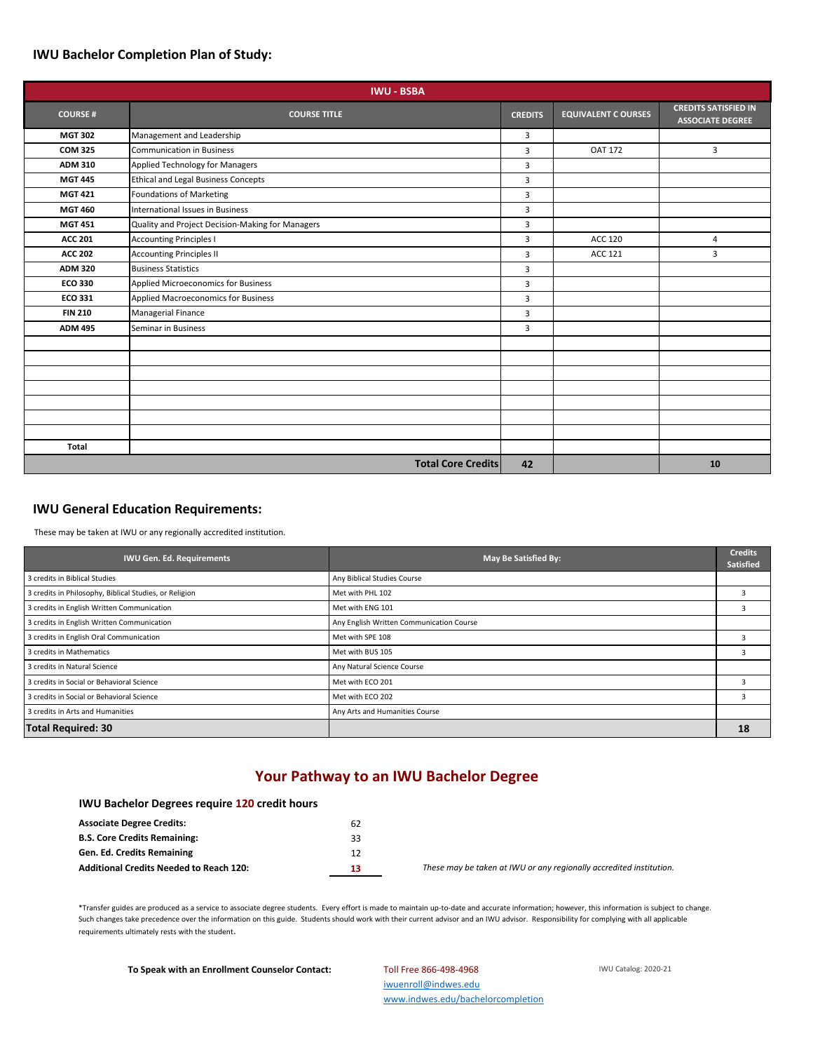## IWU Bachelor Completion Plan of Study:

| IWU - BSBA | | | | |
|---|---|---|---|---|
| COURSE # | COURSE TITLE | CREDITS | EQUIVALENT C OURSES | CREDITS SATISFIED IN ASSOCIATE DEGREE |
| MGT 302 | Management and Leadership | 3 | | |
| COM 325 | Communication in Business | 3 | OAT 172 | 3 |
| ADM 310 | Applied Technology for Managers | 3 | | |
| MGT 445 | Ethical and Legal Business Concepts | 3 | | |
| MGT 421 | Foundations of Marketing | 3 | | |
| MGT 460 | International Issues in Business | 3 | | |
| MGT 451 | Quality and Project Decision-Making for Managers | 3 | | |
| ACC 201 | Accounting Principles I | 3 | ACC 120 | 4 |
| ACC 202 | Accounting Principles II | 3 | ACC 121 | 3 |
| ADM 320 | Business Statistics | 3 | | |
| ECO 330 | Applied Microeconomics for Business | 3 | | |
| ECO 331 | Applied Macroeconomics for Business | 3 | | |
| FIN 210 | Managerial Finance | 3 | | |
| ADM 495 | Seminar in Business | 3 | | |
| | | | | |
| | | | | |
| | | | | |
| | | | | |
| | | | | |
| | | | | |
| | | | | |
| Total | | | | |
| | **Total Core Credits** | **42** | | **10** |

## IWU General Education Requirements:

These may be taken at IWU or any regionally accredited institution.

| IWU Gen. Ed. Requirements | May Be Satisfied By: | Credits Satisfied |
|---|---|---|
| 3 credits in Biblical Studies | Any Biblical Studies Course | |
| 3 credits in Philosophy, Biblical Studies, or Religion | Met with PHL 102 | 3 |
| 3 credits in English Written Communication | Met with ENG 101 | 3 |
| 3 credits in English Written Communication | Any English Written Communication Course | |
| 3 credits in English Oral Communication | Met with SPE 108 | 3 |
| 3 credits in Mathematics | Met with BUS 105 | 3 |
| 3 credits in Natural Science | Any Natural Science Course | |
| 3 credits in Social or Behavioral Science | Met with ECO 201 | 3 |
| 3 credits in Social or Behavioral Science | Met with ECO 202 | 3 |
| 3 credits in Arts and Humanities | Any Arts and Humanities Course | |
| **Total Required: 30** | | **18** |

## Your Pathway to an IWU Bachelor Degree

### IWU Bachelor Degrees require 120 credit hours

| | |
|---|---|
| **Associate Degree Credits:** | 62 |
| **B.S. Core Credits Remaining:** | 33 |
| **Gen. Ed. Credits Remaining** | 12 |
| **Additional Credits Needed to Reach 120:** | **13** |

*These may be taken at IWU or any regionally accredited institution.*

*Transfer guides are produced as a service to associate degree students. Every effort is made to maintain up-to-date and accurate information; however, this information is subject to change. Such changes take precedence over the information on this guide. Students should work with their current advisor and an IWU advisor. Responsibility for complying with all applicable requirements ultimately rests with the student.

**To Speak with an Enrollment Counselor Contact:**

Toll Free 866-498-4968
iwuenroll@indwes.edu
www.indwes.edu/bachelorcompletion

IWU Catalog: 2020-21